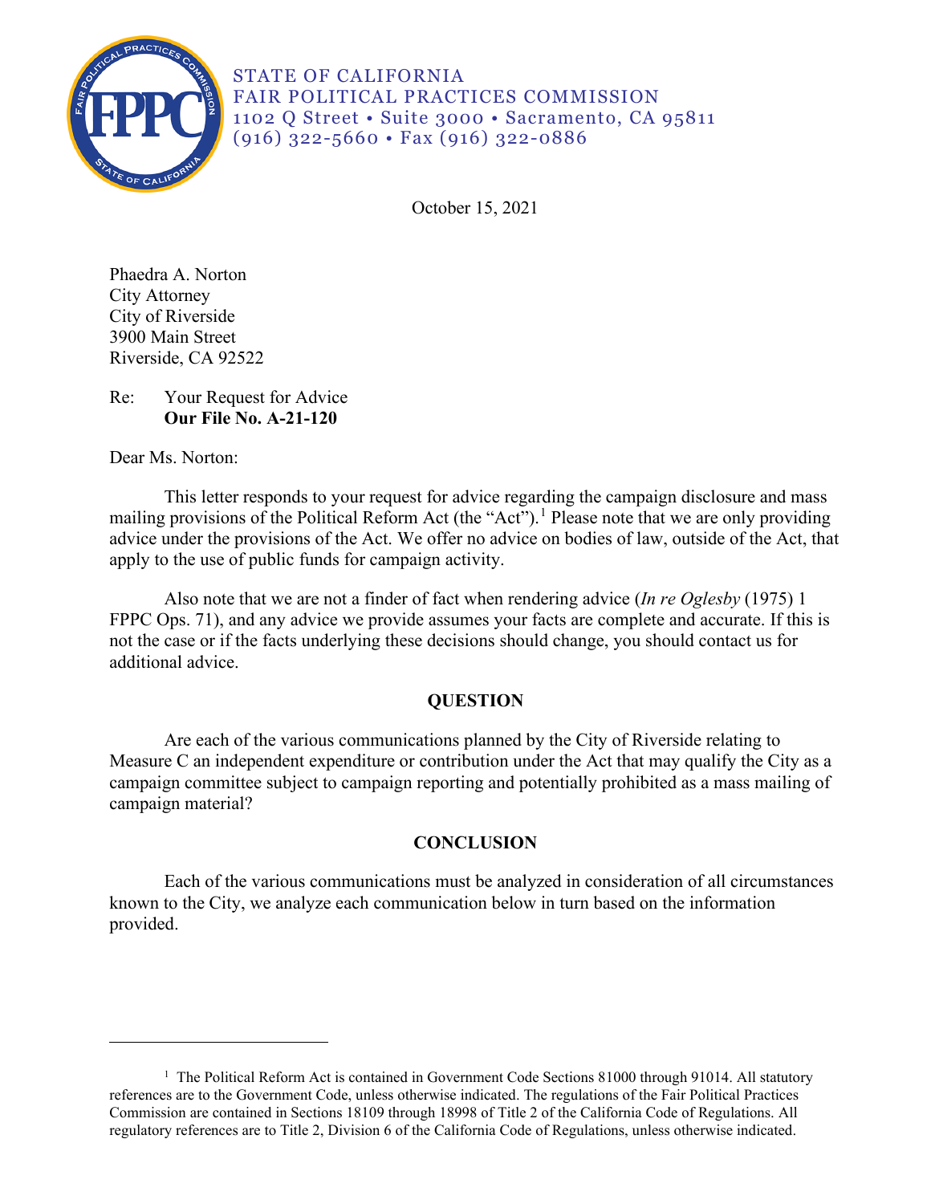STATE OF CALIFORNIA
FAIR POLITICAL PRACTICES COMMISSION
1102 Q Street • Suite 3000 • Sacramento, CA 95811
(916) 322-5660 • Fax (916) 322-0886

October 15, 2021

Phaedra A. Norton
City Attorney
City of Riverside
3900 Main Street
Riverside, CA 92522

Re: Your Request for Advice
**Our File No. A-21-120**

Dear Ms. Norton:

This letter responds to your request for advice regarding the campaign disclosure and mass mailing provisions of the Political Reform Act (the "Act").[1] Please note that we are only providing advice under the provisions of the Act. We offer no advice on bodies of law, outside of the Act, that apply to the use of public funds for campaign activity.

Also note that we are not a finder of fact when rendering advice (*In re Oglesby* (1975) 1 FPPC Ops. 71), and any advice we provide assumes your facts are complete and accurate. If this is not the case or if the facts underlying these decisions should change, you should contact us for additional advice.

## QUESTION

Are each of the various communications planned by the City of Riverside relating to Measure C an independent expenditure or contribution under the Act that may qualify the City as a campaign committee subject to campaign reporting and potentially prohibited as a mass mailing of campaign material?

## CONCLUSION

Each of the various communications must be analyzed in consideration of all circumstances known to the City, we analyze each communication below in turn based on the information provided.

---

[1] The Political Reform Act is contained in Government Code Sections 81000 through 91014. All statutory references are to the Government Code, unless otherwise indicated. The regulations of the Fair Political Practices Commission are contained in Sections 18109 through 18998 of Title 2 of the California Code of Regulations. All regulatory references are to Title 2, Division 6 of the California Code of Regulations, unless otherwise indicated.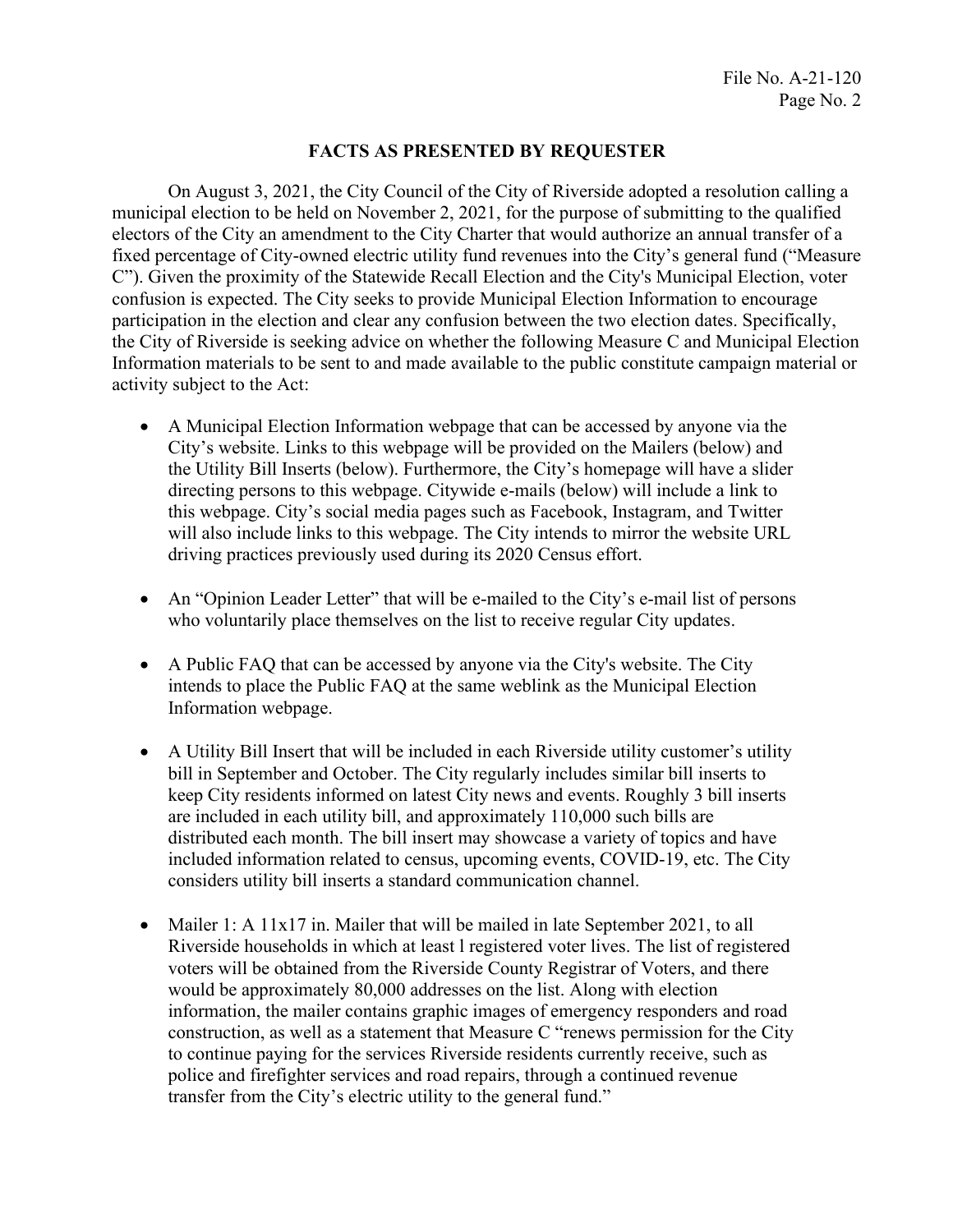## FACTS AS PRESENTED BY REQUESTER

On August 3, 2021, the City Council of the City of Riverside adopted a resolution calling a municipal election to be held on November 2, 2021, for the purpose of submitting to the qualified electors of the City an amendment to the City Charter that would authorize an annual transfer of a fixed percentage of City-owned electric utility fund revenues into the City's general fund ("Measure C"). Given the proximity of the Statewide Recall Election and the City's Municipal Election, voter confusion is expected. The City seeks to provide Municipal Election Information to encourage participation in the election and clear any confusion between the two election dates. Specifically, the City of Riverside is seeking advice on whether the following Measure C and Municipal Election Information materials to be sent to and made available to the public constitute campaign material or activity subject to the Act:

- A Municipal Election Information webpage that can be accessed by anyone via the City's website. Links to this webpage will be provided on the Mailers (below) and the Utility Bill Inserts (below). Furthermore, the City's homepage will have a slider directing persons to this webpage. Citywide e-mails (below) will include a link to this webpage. City's social media pages such as Facebook, Instagram, and Twitter will also include links to this webpage. The City intends to mirror the website URL driving practices previously used during its 2020 Census effort.

- An "Opinion Leader Letter" that will be e-mailed to the City's e-mail list of persons who voluntarily place themselves on the list to receive regular City updates.

- A Public FAQ that can be accessed by anyone via the City's website. The City intends to place the Public FAQ at the same weblink as the Municipal Election Information webpage.

- A Utility Bill Insert that will be included in each Riverside utility customer's utility bill in September and October. The City regularly includes similar bill inserts to keep City residents informed on latest City news and events. Roughly 3 bill inserts are included in each utility bill, and approximately 110,000 such bills are distributed each month. The bill insert may showcase a variety of topics and have included information related to census, upcoming events, COVID-19, etc. The City considers utility bill inserts a standard communication channel.

- Mailer 1: A 11x17 in. Mailer that will be mailed in late September 2021, to all Riverside households in which at least l registered voter lives. The list of registered voters will be obtained from the Riverside County Registrar of Voters, and there would be approximately 80,000 addresses on the list. Along with election information, the mailer contains graphic images of emergency responders and road construction, as well as a statement that Measure C "renews permission for the City to continue paying for the services Riverside residents currently receive, such as police and firefighter services and road repairs, through a continued revenue transfer from the City's electric utility to the general fund."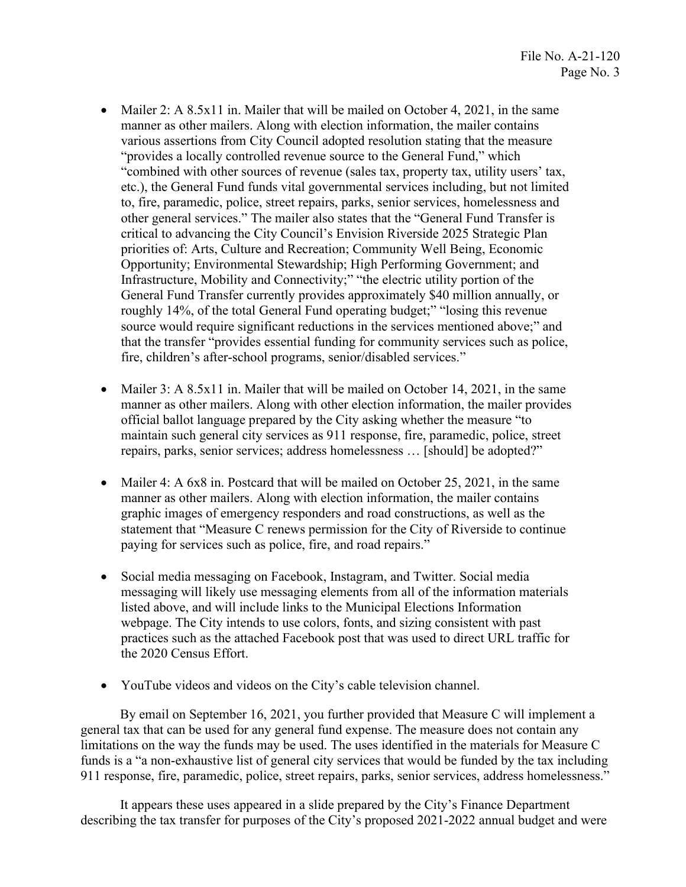- Mailer 2: A 8.5x11 in. Mailer that will be mailed on October 4, 2021, in the same manner as other mailers. Along with election information, the mailer contains various assertions from City Council adopted resolution stating that the measure "provides a locally controlled revenue source to the General Fund," which "combined with other sources of revenue (sales tax, property tax, utility users' tax, etc.), the General Fund funds vital governmental services including, but not limited to, fire, paramedic, police, street repairs, parks, senior services, homelessness and other general services." The mailer also states that the "General Fund Transfer is critical to advancing the City Council's Envision Riverside 2025 Strategic Plan priorities of: Arts, Culture and Recreation; Community Well Being, Economic Opportunity; Environmental Stewardship; High Performing Government; and Infrastructure, Mobility and Connectivity;" "the electric utility portion of the General Fund Transfer currently provides approximately $40 million annually, or roughly 14%, of the total General Fund operating budget;" "losing this revenue source would require significant reductions in the services mentioned above;" and that the transfer "provides essential funding for community services such as police, fire, children's after-school programs, senior/disabled services."

- Mailer 3: A 8.5x11 in. Mailer that will be mailed on October 14, 2021, in the same manner as other mailers. Along with other election information, the mailer provides official ballot language prepared by the City asking whether the measure "to maintain such general city services as 911 response, fire, paramedic, police, street repairs, parks, senior services; address homelessness … [should] be adopted?"

- Mailer 4: A 6x8 in. Postcard that will be mailed on October 25, 2021, in the same manner as other mailers. Along with election information, the mailer contains graphic images of emergency responders and road constructions, as well as the statement that "Measure C renews permission for the City of Riverside to continue paying for services such as police, fire, and road repairs."

- Social media messaging on Facebook, Instagram, and Twitter. Social media messaging will likely use messaging elements from all of the information materials listed above, and will include links to the Municipal Elections Information webpage. The City intends to use colors, fonts, and sizing consistent with past practices such as the attached Facebook post that was used to direct URL traffic for the 2020 Census Effort.

- YouTube videos and videos on the City's cable television channel.

By email on September 16, 2021, you further provided that Measure C will implement a general tax that can be used for any general fund expense. The measure does not contain any limitations on the way the funds may be used. The uses identified in the materials for Measure C funds is a "a non-exhaustive list of general city services that would be funded by the tax including 911 response, fire, paramedic, police, street repairs, parks, senior services, address homelessness."

It appears these uses appeared in a slide prepared by the City's Finance Department describing the tax transfer for purposes of the City's proposed 2021-2022 annual budget and were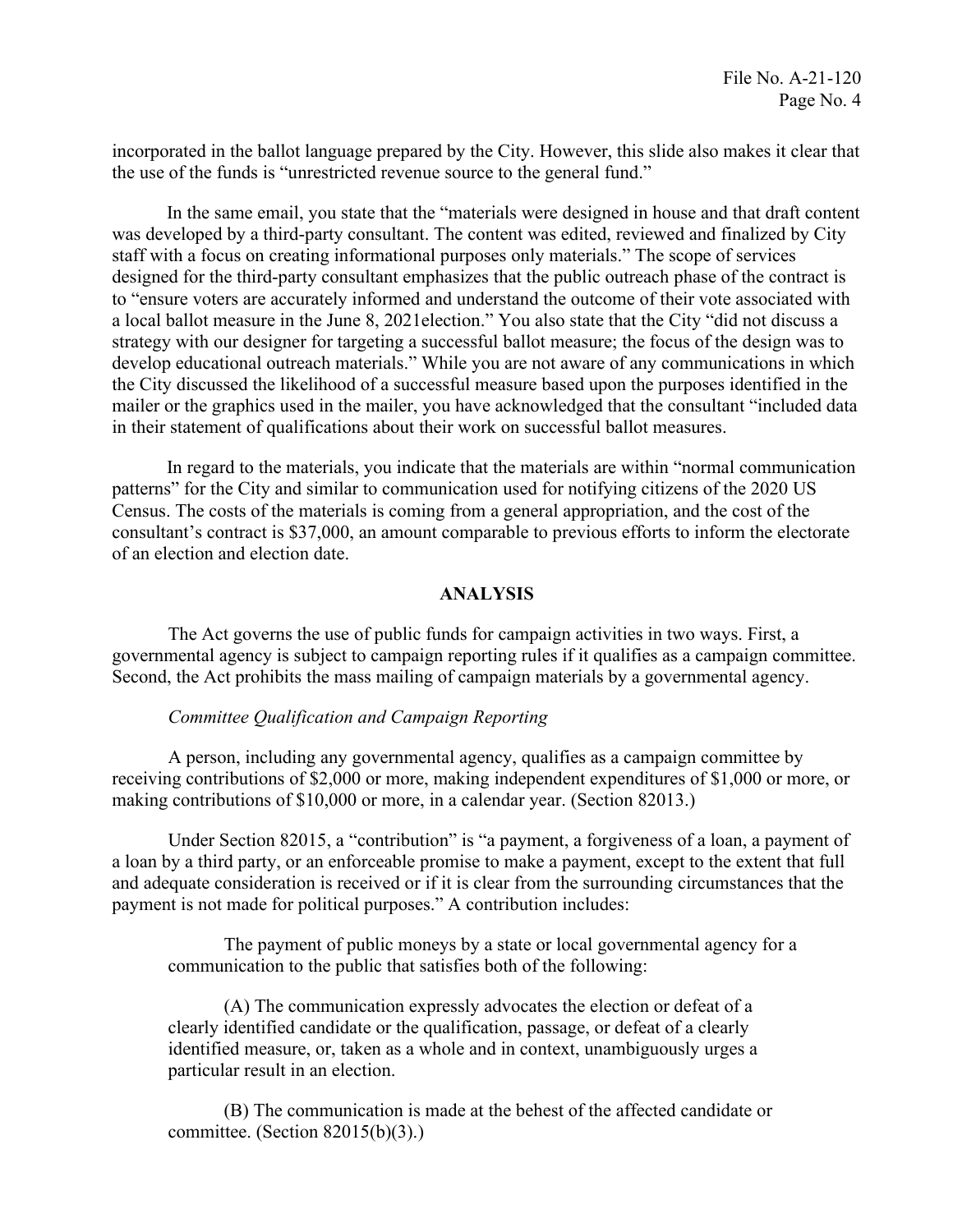incorporated in the ballot language prepared by the City. However, this slide also makes it clear that the use of the funds is "unrestricted revenue source to the general fund."

In the same email, you state that the "materials were designed in house and that draft content was developed by a third-party consultant. The content was edited, reviewed and finalized by City staff with a focus on creating informational purposes only materials." The scope of services designed for the third-party consultant emphasizes that the public outreach phase of the contract is to "ensure voters are accurately informed and understand the outcome of their vote associated with a local ballot measure in the June 8, 2021election." You also state that the City "did not discuss a strategy with our designer for targeting a successful ballot measure; the focus of the design was to develop educational outreach materials." While you are not aware of any communications in which the City discussed the likelihood of a successful measure based upon the purposes identified in the mailer or the graphics used in the mailer, you have acknowledged that the consultant "included data in their statement of qualifications about their work on successful ballot measures.

In regard to the materials, you indicate that the materials are within "normal communication patterns" for the City and similar to communication used for notifying citizens of the 2020 US Census. The costs of the materials is coming from a general appropriation, and the cost of the consultant's contract is $37,000, an amount comparable to previous efforts to inform the electorate of an election and election date.

## ANALYSIS

The Act governs the use of public funds for campaign activities in two ways. First, a governmental agency is subject to campaign reporting rules if it qualifies as a campaign committee. Second, the Act prohibits the mass mailing of campaign materials by a governmental agency.

*Committee Qualification and Campaign Reporting*

A person, including any governmental agency, qualifies as a campaign committee by receiving contributions of $2,000 or more, making independent expenditures of $1,000 or more, or making contributions of $10,000 or more, in a calendar year. (Section 82013.)

Under Section 82015, a "contribution" is "a payment, a forgiveness of a loan, a payment of a loan by a third party, or an enforceable promise to make a payment, except to the extent that full and adequate consideration is received or if it is clear from the surrounding circumstances that the payment is not made for political purposes." A contribution includes:

> The payment of public moneys by a state or local governmental agency for a communication to the public that satisfies both of the following:
>
> (A) The communication expressly advocates the election or defeat of a clearly identified candidate or the qualification, passage, or defeat of a clearly identified measure, or, taken as a whole and in context, unambiguously urges a particular result in an election.
>
> (B) The communication is made at the behest of the affected candidate or committee. (Section 82015(b)(3).)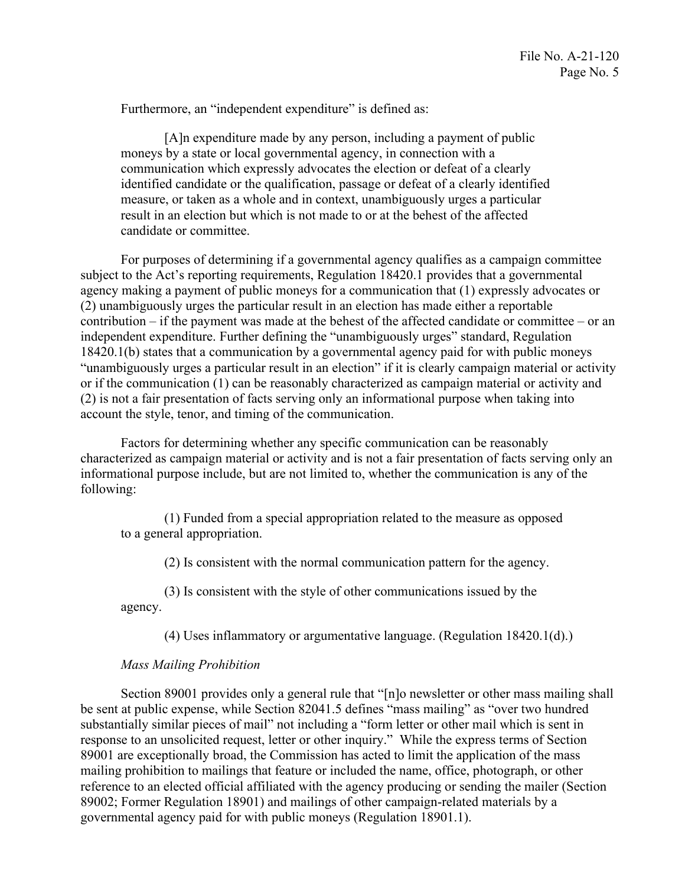Furthermore, an "independent expenditure" is defined as:

> [A]n expenditure made by any person, including a payment of public moneys by a state or local governmental agency, in connection with a communication which expressly advocates the election or defeat of a clearly identified candidate or the qualification, passage or defeat of a clearly identified measure, or taken as a whole and in context, unambiguously urges a particular result in an election but which is not made to or at the behest of the affected candidate or committee.

For purposes of determining if a governmental agency qualifies as a campaign committee subject to the Act's reporting requirements, Regulation 18420.1 provides that a governmental agency making a payment of public moneys for a communication that (1) expressly advocates or (2) unambiguously urges the particular result in an election has made either a reportable contribution – if the payment was made at the behest of the affected candidate or committee – or an independent expenditure. Further defining the "unambiguously urges" standard, Regulation 18420.1(b) states that a communication by a governmental agency paid for with public moneys "unambiguously urges a particular result in an election" if it is clearly campaign material or activity or if the communication (1) can be reasonably characterized as campaign material or activity and (2) is not a fair presentation of facts serving only an informational purpose when taking into account the style, tenor, and timing of the communication.

Factors for determining whether any specific communication can be reasonably characterized as campaign material or activity and is not a fair presentation of facts serving only an informational purpose include, but are not limited to, whether the communication is any of the following:

> (1) Funded from a special appropriation related to the measure as opposed to a general appropriation.
>
> (2) Is consistent with the normal communication pattern for the agency.
>
> (3) Is consistent with the style of other communications issued by the agency.
>
> (4) Uses inflammatory or argumentative language. (Regulation 18420.1(d).)

*Mass Mailing Prohibition*

Section 89001 provides only a general rule that "[n]o newsletter or other mass mailing shall be sent at public expense, while Section 82041.5 defines "mass mailing" as "over two hundred substantially similar pieces of mail" not including a "form letter or other mail which is sent in response to an unsolicited request, letter or other inquiry." While the express terms of Section 89001 are exceptionally broad, the Commission has acted to limit the application of the mass mailing prohibition to mailings that feature or included the name, office, photograph, or other reference to an elected official affiliated with the agency producing or sending the mailer (Section 89002; Former Regulation 18901) and mailings of other campaign-related materials by a governmental agency paid for with public moneys (Regulation 18901.1).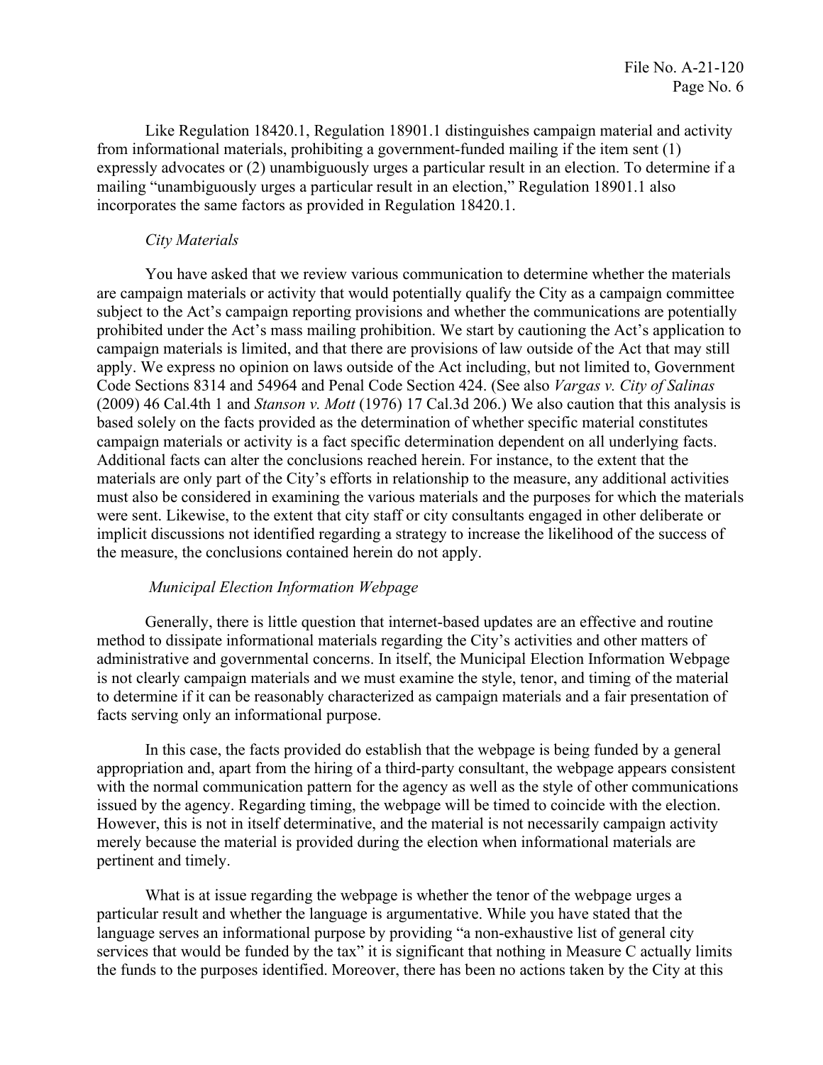Like Regulation 18420.1, Regulation 18901.1 distinguishes campaign material and activity from informational materials, prohibiting a government-funded mailing if the item sent (1) expressly advocates or (2) unambiguously urges a particular result in an election. To determine if a mailing "unambiguously urges a particular result in an election," Regulation 18901.1 also incorporates the same factors as provided in Regulation 18420.1.

*City Materials*

You have asked that we review various communication to determine whether the materials are campaign materials or activity that would potentially qualify the City as a campaign committee subject to the Act's campaign reporting provisions and whether the communications are potentially prohibited under the Act's mass mailing prohibition. We start by cautioning the Act's application to campaign materials is limited, and that there are provisions of law outside of the Act that may still apply. We express no opinion on laws outside of the Act including, but not limited to, Government Code Sections 8314 and 54964 and Penal Code Section 424. (See also *Vargas v. City of Salinas* (2009) 46 Cal.4th 1 and *Stanson v. Mott* (1976) 17 Cal.3d 206.) We also caution that this analysis is based solely on the facts provided as the determination of whether specific material constitutes campaign materials or activity is a fact specific determination dependent on all underlying facts. Additional facts can alter the conclusions reached herein. For instance, to the extent that the materials are only part of the City's efforts in relationship to the measure, any additional activities must also be considered in examining the various materials and the purposes for which the materials were sent. Likewise, to the extent that city staff or city consultants engaged in other deliberate or implicit discussions not identified regarding a strategy to increase the likelihood of the success of the measure, the conclusions contained herein do not apply.

*Municipal Election Information Webpage*

Generally, there is little question that internet-based updates are an effective and routine method to dissipate informational materials regarding the City's activities and other matters of administrative and governmental concerns. In itself, the Municipal Election Information Webpage is not clearly campaign materials and we must examine the style, tenor, and timing of the material to determine if it can be reasonably characterized as campaign materials and a fair presentation of facts serving only an informational purpose.

In this case, the facts provided do establish that the webpage is being funded by a general appropriation and, apart from the hiring of a third-party consultant, the webpage appears consistent with the normal communication pattern for the agency as well as the style of other communications issued by the agency. Regarding timing, the webpage will be timed to coincide with the election. However, this is not in itself determinative, and the material is not necessarily campaign activity merely because the material is provided during the election when informational materials are pertinent and timely.

What is at issue regarding the webpage is whether the tenor of the webpage urges a particular result and whether the language is argumentative. While you have stated that the language serves an informational purpose by providing "a non-exhaustive list of general city services that would be funded by the tax" it is significant that nothing in Measure C actually limits the funds to the purposes identified. Moreover, there has been no actions taken by the City at this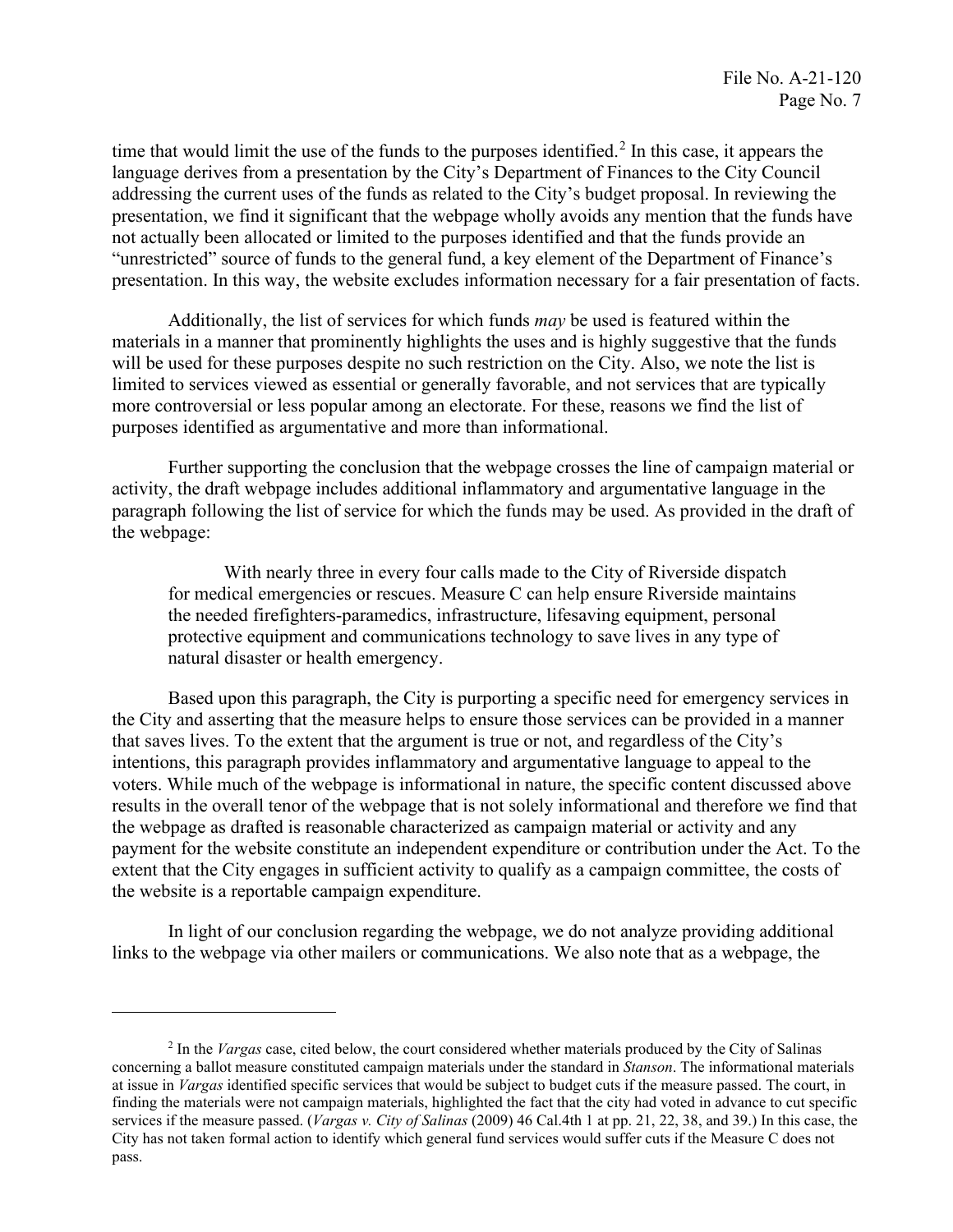time that would limit the use of the funds to the purposes identified.[2] In this case, it appears the language derives from a presentation by the City's Department of Finances to the City Council addressing the current uses of the funds as related to the City's budget proposal. In reviewing the presentation, we find it significant that the webpage wholly avoids any mention that the funds have not actually been allocated or limited to the purposes identified and that the funds provide an "unrestricted" source of funds to the general fund, a key element of the Department of Finance's presentation. In this way, the website excludes information necessary for a fair presentation of facts.

Additionally, the list of services for which funds *may* be used is featured within the materials in a manner that prominently highlights the uses and is highly suggestive that the funds will be used for these purposes despite no such restriction on the City. Also, we note the list is limited to services viewed as essential or generally favorable, and not services that are typically more controversial or less popular among an electorate. For these, reasons we find the list of purposes identified as argumentative and more than informational.

Further supporting the conclusion that the webpage crosses the line of campaign material or activity, the draft webpage includes additional inflammatory and argumentative language in the paragraph following the list of service for which the funds may be used. As provided in the draft of the webpage:

> With nearly three in every four calls made to the City of Riverside dispatch for medical emergencies or rescues. Measure C can help ensure Riverside maintains the needed firefighters-paramedics, infrastructure, lifesaving equipment, personal protective equipment and communications technology to save lives in any type of natural disaster or health emergency.

Based upon this paragraph, the City is purporting a specific need for emergency services in the City and asserting that the measure helps to ensure those services can be provided in a manner that saves lives. To the extent that the argument is true or not, and regardless of the City's intentions, this paragraph provides inflammatory and argumentative language to appeal to the voters. While much of the webpage is informational in nature, the specific content discussed above results in the overall tenor of the webpage that is not solely informational and therefore we find that the webpage as drafted is reasonable characterized as campaign material or activity and any payment for the website constitute an independent expenditure or contribution under the Act. To the extent that the City engages in sufficient activity to qualify as a campaign committee, the costs of the website is a reportable campaign expenditure.

In light of our conclusion regarding the webpage, we do not analyze providing additional links to the webpage via other mailers or communications. We also note that as a webpage, the

---

[2] In the *Vargas* case, cited below, the court considered whether materials produced by the City of Salinas concerning a ballot measure constituted campaign materials under the standard in *Stanson*. The informational materials at issue in *Vargas* identified specific services that would be subject to budget cuts if the measure passed. The court, in finding the materials were not campaign materials, highlighted the fact that the city had voted in advance to cut specific services if the measure passed. (*Vargas v. City of Salinas* (2009) 46 Cal.4th 1 at pp. 21, 22, 38, and 39.) In this case, the City has not taken formal action to identify which general fund services would suffer cuts if the Measure C does not pass.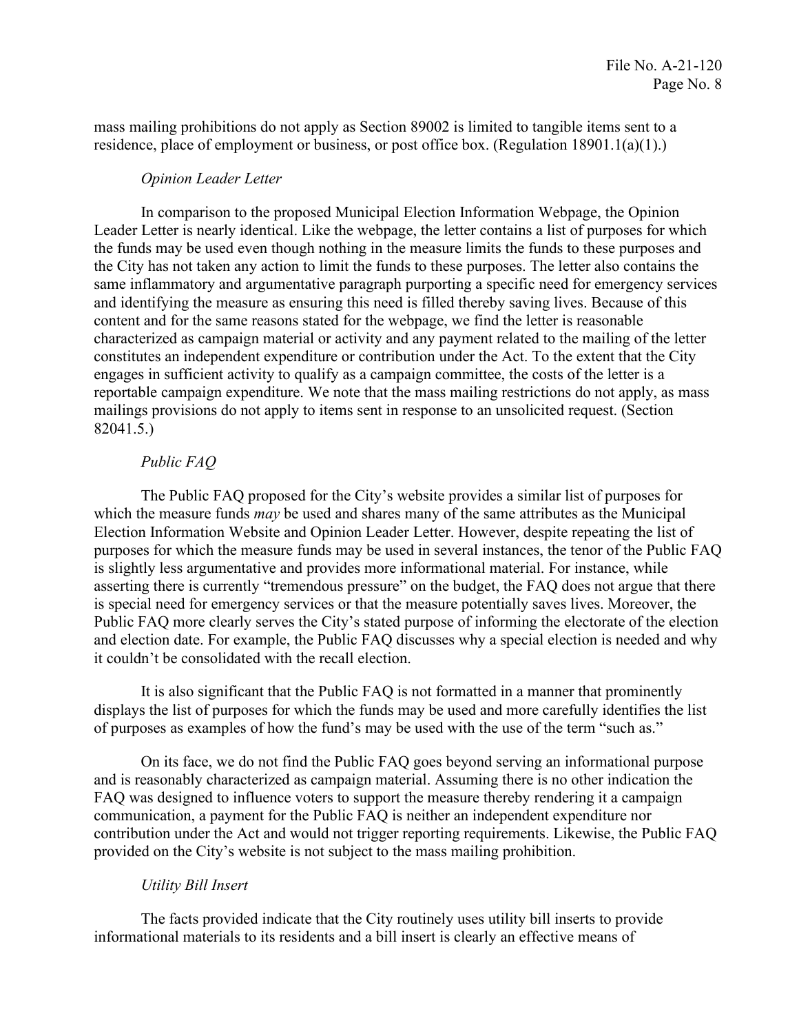mass mailing prohibitions do not apply as Section 89002 is limited to tangible items sent to a residence, place of employment or business, or post office box. (Regulation 18901.1(a)(1).)

*Opinion Leader Letter*

In comparison to the proposed Municipal Election Information Webpage, the Opinion Leader Letter is nearly identical. Like the webpage, the letter contains a list of purposes for which the funds may be used even though nothing in the measure limits the funds to these purposes and the City has not taken any action to limit the funds to these purposes. The letter also contains the same inflammatory and argumentative paragraph purporting a specific need for emergency services and identifying the measure as ensuring this need is filled thereby saving lives. Because of this content and for the same reasons stated for the webpage, we find the letter is reasonable characterized as campaign material or activity and any payment related to the mailing of the letter constitutes an independent expenditure or contribution under the Act. To the extent that the City engages in sufficient activity to qualify as a campaign committee, the costs of the letter is a reportable campaign expenditure. We note that the mass mailing restrictions do not apply, as mass mailings provisions do not apply to items sent in response to an unsolicited request. (Section 82041.5.)

*Public FAQ*

The Public FAQ proposed for the City's website provides a similar list of purposes for which the measure funds *may* be used and shares many of the same attributes as the Municipal Election Information Website and Opinion Leader Letter. However, despite repeating the list of purposes for which the measure funds may be used in several instances, the tenor of the Public FAQ is slightly less argumentative and provides more informational material. For instance, while asserting there is currently "tremendous pressure" on the budget, the FAQ does not argue that there is special need for emergency services or that the measure potentially saves lives. Moreover, the Public FAQ more clearly serves the City's stated purpose of informing the electorate of the election and election date. For example, the Public FAQ discusses why a special election is needed and why it couldn't be consolidated with the recall election.

It is also significant that the Public FAQ is not formatted in a manner that prominently displays the list of purposes for which the funds may be used and more carefully identifies the list of purposes as examples of how the fund's may be used with the use of the term "such as."

On its face, we do not find the Public FAQ goes beyond serving an informational purpose and is reasonably characterized as campaign material. Assuming there is no other indication the FAQ was designed to influence voters to support the measure thereby rendering it a campaign communication, a payment for the Public FAQ is neither an independent expenditure nor contribution under the Act and would not trigger reporting requirements. Likewise, the Public FAQ provided on the City's website is not subject to the mass mailing prohibition.

*Utility Bill Insert*

The facts provided indicate that the City routinely uses utility bill inserts to provide informational materials to its residents and a bill insert is clearly an effective means of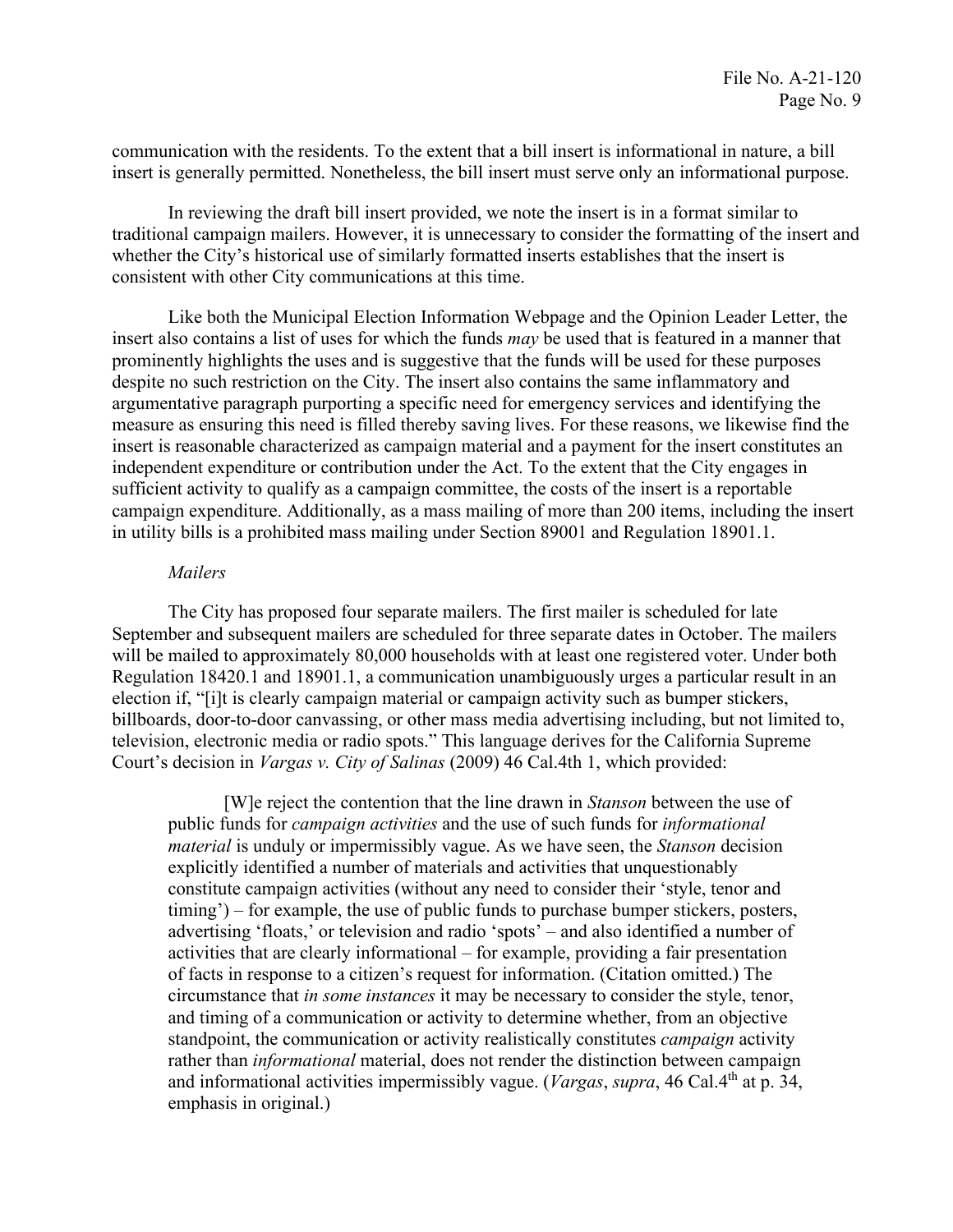communication with the residents. To the extent that a bill insert is informational in nature, a bill insert is generally permitted. Nonetheless, the bill insert must serve only an informational purpose.

In reviewing the draft bill insert provided, we note the insert is in a format similar to traditional campaign mailers. However, it is unnecessary to consider the formatting of the insert and whether the City's historical use of similarly formatted inserts establishes that the insert is consistent with other City communications at this time.

Like both the Municipal Election Information Webpage and the Opinion Leader Letter, the insert also contains a list of uses for which the funds *may* be used that is featured in a manner that prominently highlights the uses and is suggestive that the funds will be used for these purposes despite no such restriction on the City. The insert also contains the same inflammatory and argumentative paragraph purporting a specific need for emergency services and identifying the measure as ensuring this need is filled thereby saving lives. For these reasons, we likewise find the insert is reasonable characterized as campaign material and a payment for the insert constitutes an independent expenditure or contribution under the Act. To the extent that the City engages in sufficient activity to qualify as a campaign committee, the costs of the insert is a reportable campaign expenditure. Additionally, as a mass mailing of more than 200 items, including the insert in utility bills is a prohibited mass mailing under Section 89001 and Regulation 18901.1.

*Mailers*

The City has proposed four separate mailers. The first mailer is scheduled for late September and subsequent mailers are scheduled for three separate dates in October. The mailers will be mailed to approximately 80,000 households with at least one registered voter. Under both Regulation 18420.1 and 18901.1, a communication unambiguously urges a particular result in an election if, "[i]t is clearly campaign material or campaign activity such as bumper stickers, billboards, door-to-door canvassing, or other mass media advertising including, but not limited to, television, electronic media or radio spots." This language derives for the California Supreme Court's decision in *Vargas v. City of Salinas* (2009) 46 Cal.4th 1, which provided:

> [W]e reject the contention that the line drawn in *Stanson* between the use of public funds for *campaign activities* and the use of such funds for *informational material* is unduly or impermissibly vague. As we have seen, the *Stanson* decision explicitly identified a number of materials and activities that unquestionably constitute campaign activities (without any need to consider their 'style, tenor and timing') – for example, the use of public funds to purchase bumper stickers, posters, advertising 'floats,' or television and radio 'spots' – and also identified a number of activities that are clearly informational – for example, providing a fair presentation of facts in response to a citizen's request for information. (Citation omitted.) The circumstance that *in some instances* it may be necessary to consider the style, tenor, and timing of a communication or activity to determine whether, from an objective standpoint, the communication or activity realistically constitutes *campaign* activity rather than *informational* material, does not render the distinction between campaign and informational activities impermissibly vague. (*Vargas*, *supra*, 46 Cal.4th at p. 34, emphasis in original.)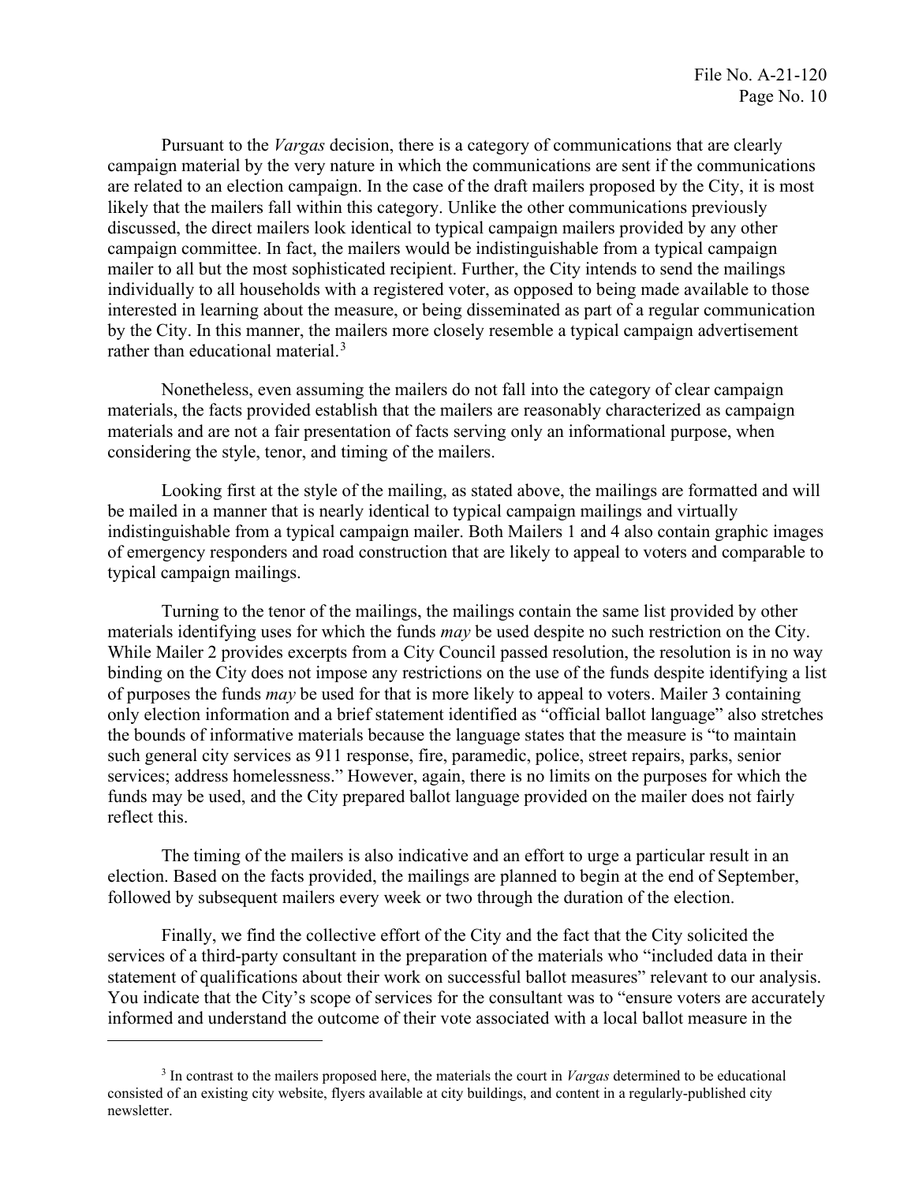Pursuant to the *Vargas* decision, there is a category of communications that are clearly campaign material by the very nature in which the communications are sent if the communications are related to an election campaign. In the case of the draft mailers proposed by the City, it is most likely that the mailers fall within this category. Unlike the other communications previously discussed, the direct mailers look identical to typical campaign mailers provided by any other campaign committee. In fact, the mailers would be indistinguishable from a typical campaign mailer to all but the most sophisticated recipient. Further, the City intends to send the mailings individually to all households with a registered voter, as opposed to being made available to those interested in learning about the measure, or being disseminated as part of a regular communication by the City. In this manner, the mailers more closely resemble a typical campaign advertisement rather than educational material.[3]

Nonetheless, even assuming the mailers do not fall into the category of clear campaign materials, the facts provided establish that the mailers are reasonably characterized as campaign materials and are not a fair presentation of facts serving only an informational purpose, when considering the style, tenor, and timing of the mailers.

Looking first at the style of the mailing, as stated above, the mailings are formatted and will be mailed in a manner that is nearly identical to typical campaign mailings and virtually indistinguishable from a typical campaign mailer. Both Mailers 1 and 4 also contain graphic images of emergency responders and road construction that are likely to appeal to voters and comparable to typical campaign mailings.

Turning to the tenor of the mailings, the mailings contain the same list provided by other materials identifying uses for which the funds *may* be used despite no such restriction on the City. While Mailer 2 provides excerpts from a City Council passed resolution, the resolution is in no way binding on the City does not impose any restrictions on the use of the funds despite identifying a list of purposes the funds *may* be used for that is more likely to appeal to voters. Mailer 3 containing only election information and a brief statement identified as "official ballot language" also stretches the bounds of informative materials because the language states that the measure is "to maintain such general city services as 911 response, fire, paramedic, police, street repairs, parks, senior services; address homelessness." However, again, there is no limits on the purposes for which the funds may be used, and the City prepared ballot language provided on the mailer does not fairly reflect this.

The timing of the mailers is also indicative and an effort to urge a particular result in an election. Based on the facts provided, the mailings are planned to begin at the end of September, followed by subsequent mailers every week or two through the duration of the election.

Finally, we find the collective effort of the City and the fact that the City solicited the services of a third-party consultant in the preparation of the materials who "included data in their statement of qualifications about their work on successful ballot measures" relevant to our analysis. You indicate that the City's scope of services for the consultant was to "ensure voters are accurately informed and understand the outcome of their vote associated with a local ballot measure in the

---

[3] In contrast to the mailers proposed here, the materials the court in *Vargas* determined to be educational consisted of an existing city website, flyers available at city buildings, and content in a regularly-published city newsletter.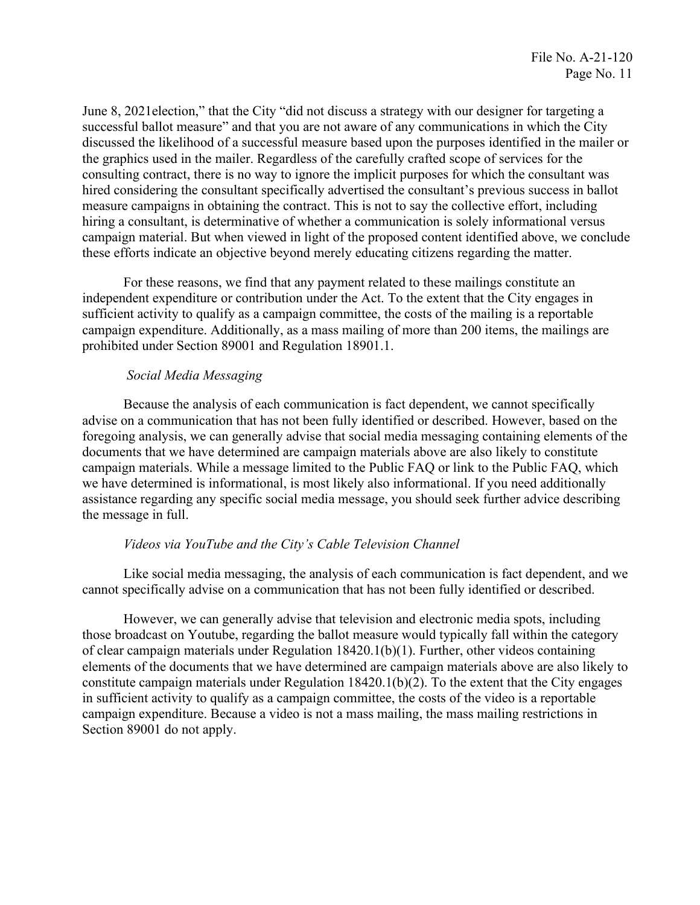June 8, 2021election," that the City "did not discuss a strategy with our designer for targeting a successful ballot measure" and that you are not aware of any communications in which the City discussed the likelihood of a successful measure based upon the purposes identified in the mailer or the graphics used in the mailer. Regardless of the carefully crafted scope of services for the consulting contract, there is no way to ignore the implicit purposes for which the consultant was hired considering the consultant specifically advertised the consultant's previous success in ballot measure campaigns in obtaining the contract. This is not to say the collective effort, including hiring a consultant, is determinative of whether a communication is solely informational versus campaign material. But when viewed in light of the proposed content identified above, we conclude these efforts indicate an objective beyond merely educating citizens regarding the matter.

For these reasons, we find that any payment related to these mailings constitute an independent expenditure or contribution under the Act. To the extent that the City engages in sufficient activity to qualify as a campaign committee, the costs of the mailing is a reportable campaign expenditure. Additionally, as a mass mailing of more than 200 items, the mailings are prohibited under Section 89001 and Regulation 18901.1.

*Social Media Messaging*

Because the analysis of each communication is fact dependent, we cannot specifically advise on a communication that has not been fully identified or described. However, based on the foregoing analysis, we can generally advise that social media messaging containing elements of the documents that we have determined are campaign materials above are also likely to constitute campaign materials. While a message limited to the Public FAQ or link to the Public FAQ, which we have determined is informational, is most likely also informational. If you need additionally assistance regarding any specific social media message, you should seek further advice describing the message in full.

*Videos via YouTube and the City's Cable Television Channel*

Like social media messaging, the analysis of each communication is fact dependent, and we cannot specifically advise on a communication that has not been fully identified or described.

However, we can generally advise that television and electronic media spots, including those broadcast on Youtube, regarding the ballot measure would typically fall within the category of clear campaign materials under Regulation 18420.1(b)(1). Further, other videos containing elements of the documents that we have determined are campaign materials above are also likely to constitute campaign materials under Regulation 18420.1(b)(2). To the extent that the City engages in sufficient activity to qualify as a campaign committee, the costs of the video is a reportable campaign expenditure. Because a video is not a mass mailing, the mass mailing restrictions in Section 89001 do not apply.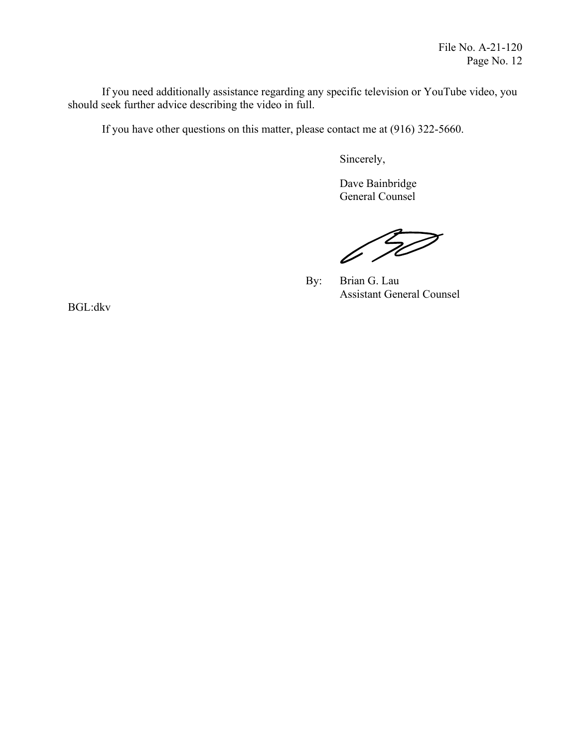If you need additionally assistance regarding any specific television or YouTube video, you should seek further advice describing the video in full.

If you have other questions on this matter, please contact me at (916) 322-5660.

Sincerely,

Dave Bainbridge
General Counsel

By: Brian G. Lau
Assistant General Counsel

BGL:dkv